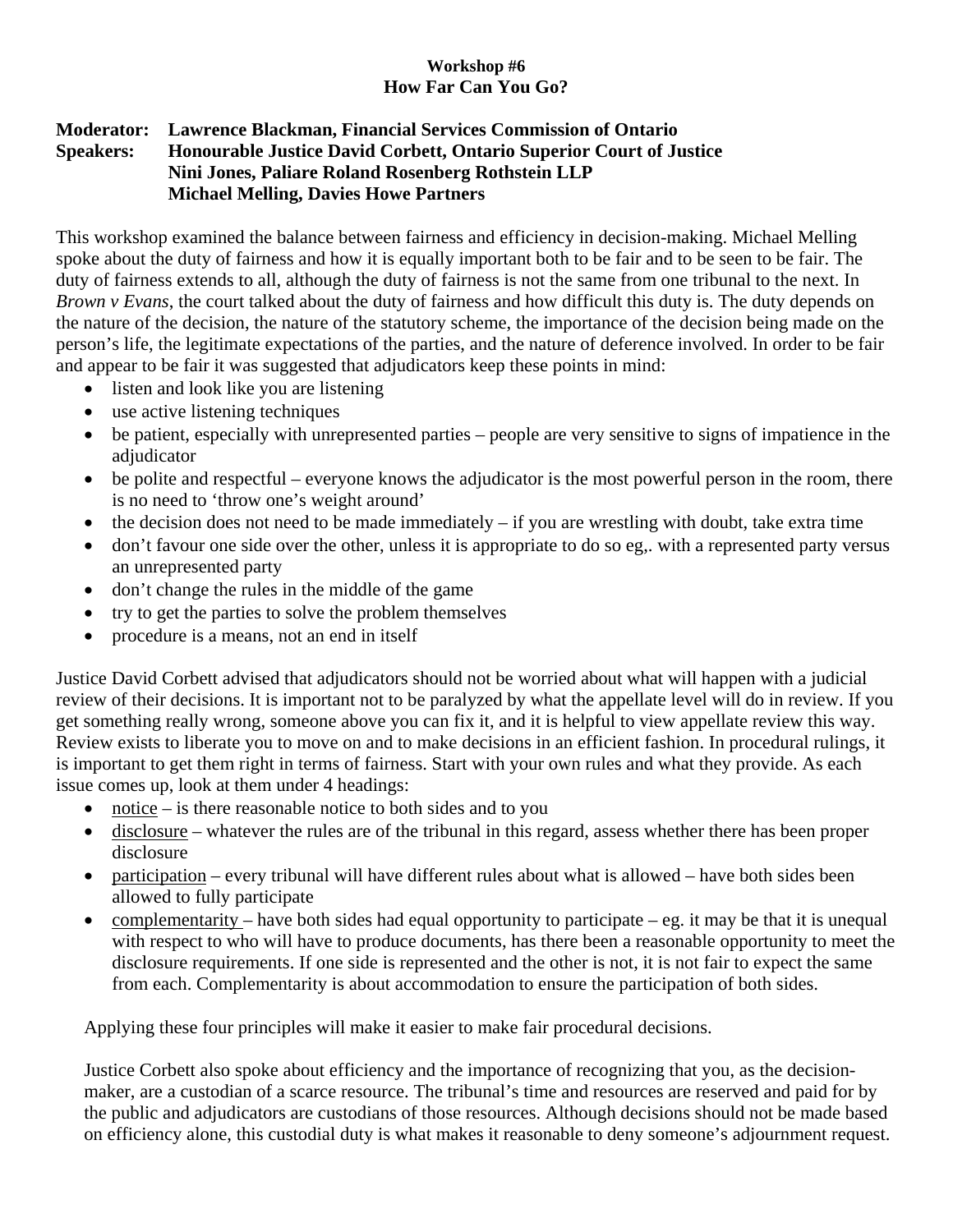**Workshop #6**
**How Far Can You Go?**

**Moderator: Lawrence Blackman, Financial Services Commission of Ontario**
**Speakers: Honourable Justice David Corbett, Ontario Superior Court of Justice**
**Nini Jones, Paliare Roland Rosenberg Rothstein LLP**
**Michael Melling, Davies Howe Partners**

This workshop examined the balance between fairness and efficiency in decision-making. Michael Melling spoke about the duty of fairness and how it is equally important both to be fair and to be seen to be fair. The duty of fairness extends to all, although the duty of fairness is not the same from one tribunal to the next. In *Brown v Evans*, the court talked about the duty of fairness and how difficult this duty is. The duty depends on the nature of the decision, the nature of the statutory scheme, the importance of the decision being made on the person's life, the legitimate expectations of the parties, and the nature of deference involved. In order to be fair and appear to be fair it was suggested that adjudicators keep these points in mind:

- listen and look like you are listening
- use active listening techniques
- be patient, especially with unrepresented parties – people are very sensitive to signs of impatience in the adjudicator
- be polite and respectful – everyone knows the adjudicator is the most powerful person in the room, there is no need to 'throw one's weight around'
- the decision does not need to be made immediately – if you are wrestling with doubt, take extra time
- don't favour one side over the other, unless it is appropriate to do so eg,. with a represented party versus an unrepresented party
- don't change the rules in the middle of the game
- try to get the parties to solve the problem themselves
- procedure is a means, not an end in itself

Justice David Corbett advised that adjudicators should not be worried about what will happen with a judicial review of their decisions. It is important not to be paralyzed by what the appellate level will do in review. If you get something really wrong, someone above you can fix it, and it is helpful to view appellate review this way. Review exists to liberate you to move on and to make decisions in an efficient fashion. In procedural rulings, it is important to get them right in terms of fairness. Start with your own rules and what they provide. As each issue comes up, look at them under 4 headings:

- notice – is there reasonable notice to both sides and to you
- disclosure – whatever the rules are of the tribunal in this regard, assess whether there has been proper disclosure
- participation – every tribunal will have different rules about what is allowed – have both sides been allowed to fully participate
- complementarity – have both sides had equal opportunity to participate – eg. it may be that it is unequal with respect to who will have to produce documents, has there been a reasonable opportunity to meet the disclosure requirements. If one side is represented and the other is not, it is not fair to expect the same from each. Complementarity is about accommodation to ensure the participation of both sides.

Applying these four principles will make it easier to make fair procedural decisions.

Justice Corbett also spoke about efficiency and the importance of recognizing that you, as the decision-maker, are a custodian of a scarce resource. The tribunal's time and resources are reserved and paid for by the public and adjudicators are custodians of those resources. Although decisions should not be made based on efficiency alone, this custodial duty is what makes it reasonable to deny someone's adjournment request.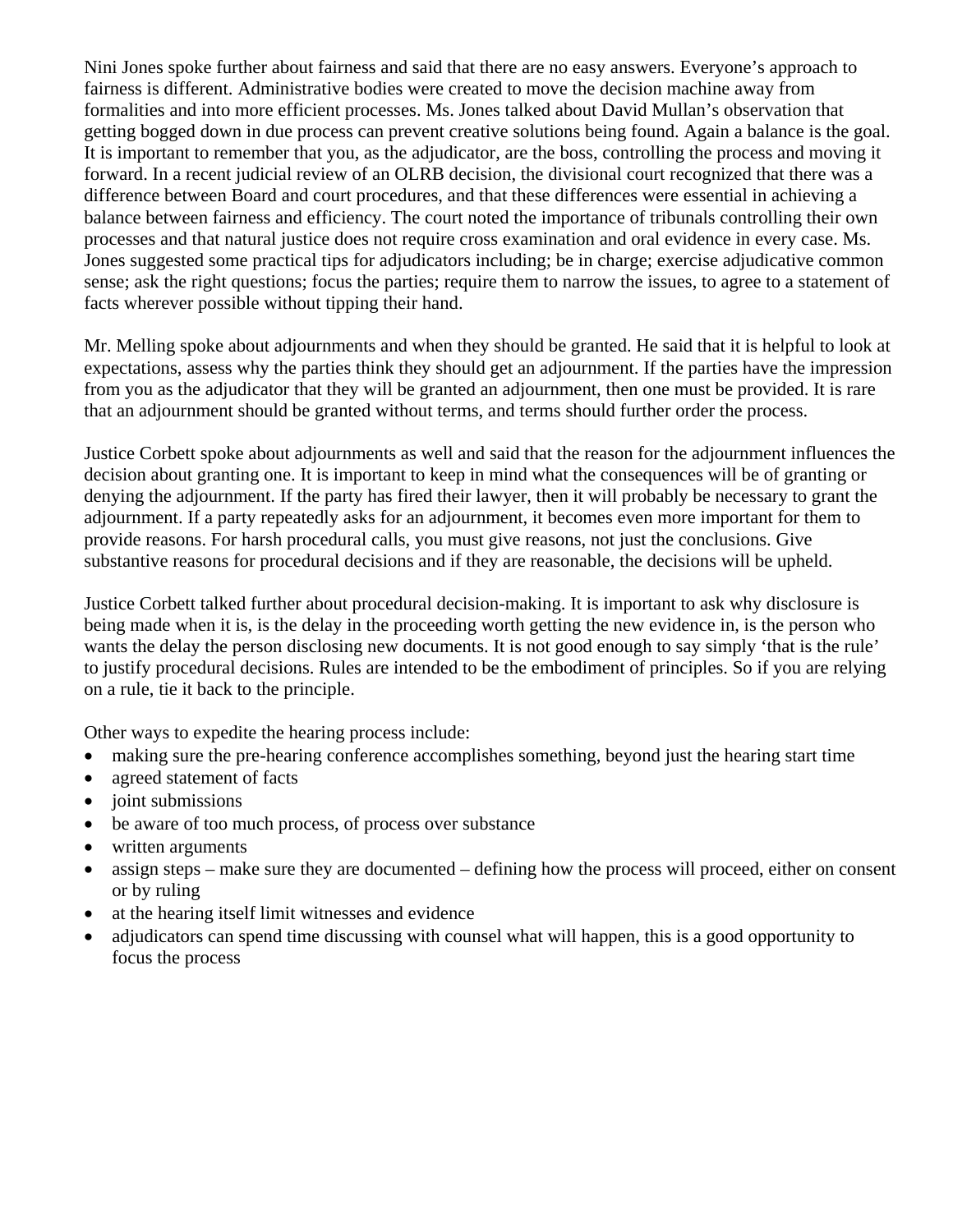Nini Jones spoke further about fairness and said that there are no easy answers. Everyone's approach to fairness is different. Administrative bodies were created to move the decision machine away from formalities and into more efficient processes. Ms. Jones talked about David Mullan's observation that getting bogged down in due process can prevent creative solutions being found. Again a balance is the goal. It is important to remember that you, as the adjudicator, are the boss, controlling the process and moving it forward. In a recent judicial review of an OLRB decision, the divisional court recognized that there was a difference between Board and court procedures, and that these differences were essential in achieving a balance between fairness and efficiency. The court noted the importance of tribunals controlling their own processes and that natural justice does not require cross examination and oral evidence in every case. Ms. Jones suggested some practical tips for adjudicators including; be in charge; exercise adjudicative common sense; ask the right questions; focus the parties; require them to narrow the issues, to agree to a statement of facts wherever possible without tipping their hand.

Mr. Melling spoke about adjournments and when they should be granted. He said that it is helpful to look at expectations, assess why the parties think they should get an adjournment. If the parties have the impression from you as the adjudicator that they will be granted an adjournment, then one must be provided. It is rare that an adjournment should be granted without terms, and terms should further order the process.

Justice Corbett spoke about adjournments as well and said that the reason for the adjournment influences the decision about granting one. It is important to keep in mind what the consequences will be of granting or denying the adjournment. If the party has fired their lawyer, then it will probably be necessary to grant the adjournment. If a party repeatedly asks for an adjournment, it becomes even more important for them to provide reasons. For harsh procedural calls, you must give reasons, not just the conclusions. Give substantive reasons for procedural decisions and if they are reasonable, the decisions will be upheld.

Justice Corbett talked further about procedural decision-making. It is important to ask why disclosure is being made when it is, is the delay in the proceeding worth getting the new evidence in, is the person who wants the delay the person disclosing new documents. It is not good enough to say simply 'that is the rule' to justify procedural decisions. Rules are intended to be the embodiment of principles. So if you are relying on a rule, tie it back to the principle.

Other ways to expedite the hearing process include:

- making sure the pre-hearing conference accomplishes something, beyond just the hearing start time
- agreed statement of facts
- joint submissions
- be aware of too much process, of process over substance
- written arguments
- assign steps – make sure they are documented – defining how the process will proceed, either on consent or by ruling
- at the hearing itself limit witnesses and evidence
- adjudicators can spend time discussing with counsel what will happen, this is a good opportunity to focus the process